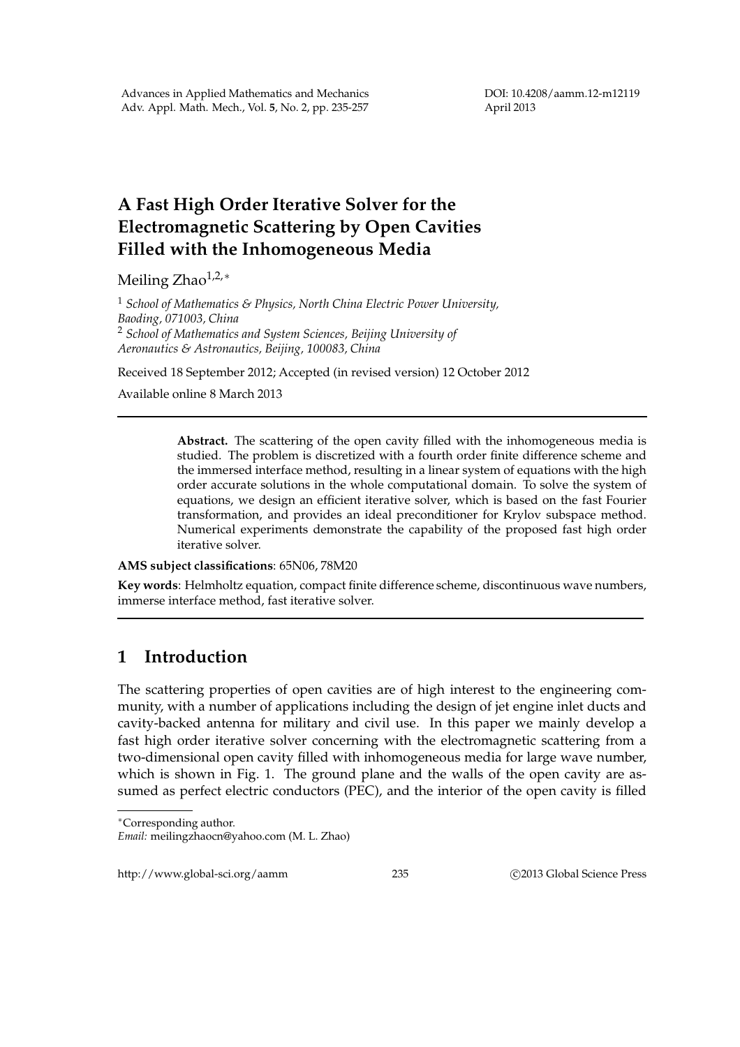# A Fast High Order Iterative Solver for the Electromagnetic Scattering by Open Cavities Filled with the Inhomogeneous Media

Meiling Zhao[1,2,*]

[1] *School of Mathematics & Physics, North China Electric Power University, Baoding, 071003, China*
[2] *School of Mathematics and System Sciences, Beijing University of Aeronautics & Astronautics, Beijing, 100083, China*

Received 18 September 2012; Accepted (in revised version) 12 October 2012

Available online 8 March 2013

---

**Abstract.** The scattering of the open cavity filled with the inhomogeneous media is studied. The problem is discretized with a fourth order finite difference scheme and the immersed interface method, resulting in a linear system of equations with the high order accurate solutions in the whole computational domain. To solve the system of equations, we design an efficient iterative solver, which is based on the fast Fourier transformation, and provides an ideal preconditioner for Krylov subspace method. Numerical experiments demonstrate the capability of the proposed fast high order iterative solver.

**AMS subject classifications**: 65N06, 78M20

**Key words**: Helmholtz equation, compact finite difference scheme, discontinuous wave numbers, immerse interface method, fast iterative solver.

---

## 1 Introduction

The scattering properties of open cavities are of high interest to the engineering community, with a number of applications including the design of jet engine inlet ducts and cavity-backed antenna for military and civil use. In this paper we mainly develop a fast high order iterative solver concerning with the electromagnetic scattering from a two-dimensional open cavity filled with inhomogeneous media for large wave number, which is shown in Fig. 1. The ground plane and the walls of the open cavity are assumed as perfect electric conductors (PEC), and the interior of the open cavity is filled

---

*Corresponding author.
*Email:* meilingzhaocn@yahoo.com (M. L. Zhao)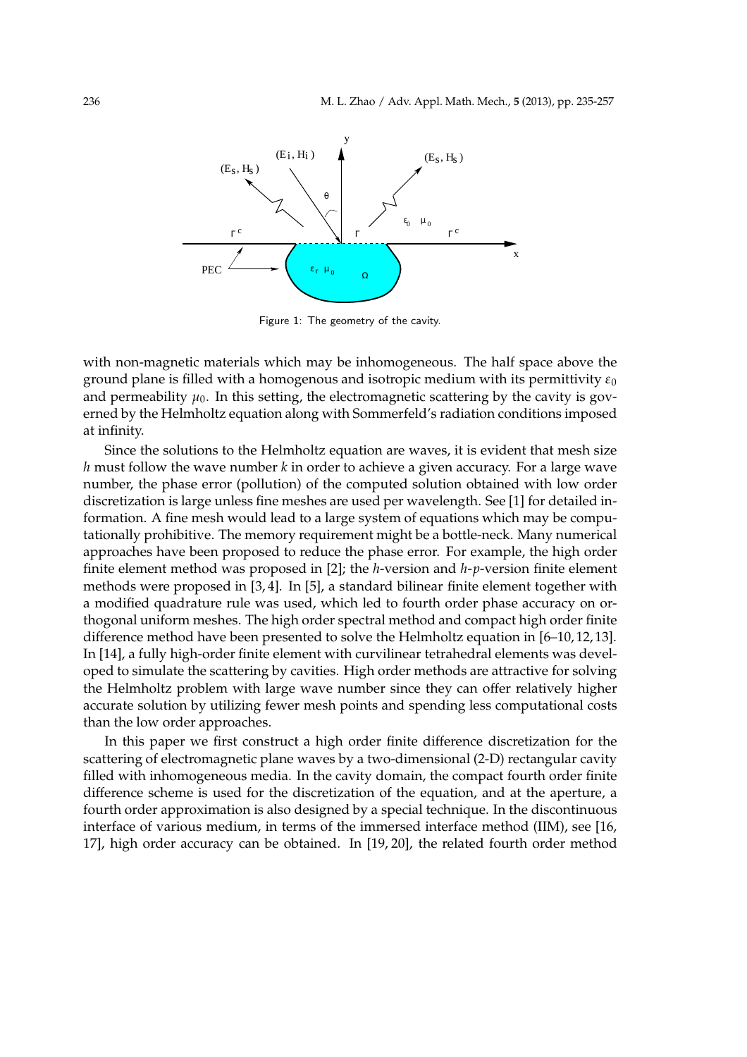(E_i, H_i)
y
(E_S, H_S)
(E_S, H_S)
θ
ε_0 μ_0
Γ^c
Γ
Γ^c
x
PEC
ε_r μ_0
Ω

Figure 1: The geometry of the cavity.

with non-magnetic materials which may be inhomogeneous. The half space above the ground plane is filled with a homogenous and isotropic medium with its permittivity $\varepsilon_0$ and permeability $\mu_0$. In this setting, the electromagnetic scattering by the cavity is governed by the Helmholtz equation along with Sommerfeld's radiation conditions imposed at infinity.

Since the solutions to the Helmholtz equation are waves, it is evident that mesh size $h$ must follow the wave number $k$ in order to achieve a given accuracy. For a large wave number, the phase error (pollution) of the computed solution obtained with low order discretization is large unless fine meshes are used per wavelength. See [1] for detailed information. A fine mesh would lead to a large system of equations which may be computationally prohibitive. The memory requirement might be a bottle-neck. Many numerical approaches have been proposed to reduce the phase error. For example, the high order finite element method was proposed in [2]; the $h$-version and $h$-$p$-version finite element methods were proposed in [3, 4]. In [5], a standard bilinear finite element together with a modified quadrature rule was used, which led to fourth order phase accuracy on orthogonal uniform meshes. The high order spectral method and compact high order finite difference method have been presented to solve the Helmholtz equation in [6–10, 12, 13]. In [14], a fully high-order finite element with curvilinear tetrahedral elements was developed to simulate the scattering by cavities. High order methods are attractive for solving the Helmholtz problem with large wave number since they can offer relatively higher accurate solution by utilizing fewer mesh points and spending less computational costs than the low order approaches.

In this paper we first construct a high order finite difference discretization for the scattering of electromagnetic plane waves by a two-dimensional (2-D) rectangular cavity filled with inhomogeneous media. In the cavity domain, the compact fourth order finite difference scheme is used for the discretization of the equation, and at the aperture, a fourth order approximation is also designed by a special technique. In the discontinuous interface of various medium, in terms of the immersed interface method (IIM), see [16, 17], high order accuracy can be obtained. In [19, 20], the related fourth order method